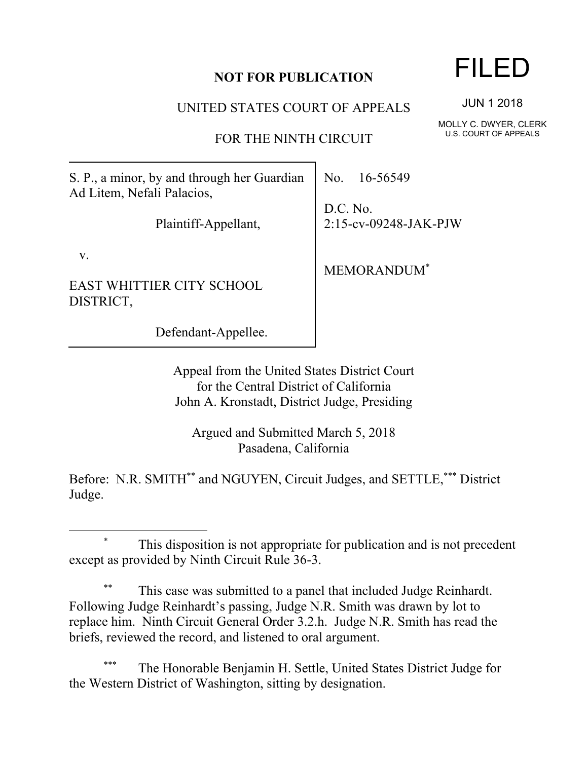**NOT FOR PUBLICATION**

# FILED

JUN 1 2018

MOLLY C. DWYER, CLERK
U.S. COURT OF APPEALS

UNITED STATES COURT OF APPEALS

FOR THE NINTH CIRCUIT

| | |
|---|---|
| S. P., a minor, by and through her Guardian Ad Litem, Nefali Palacios,<br><br>Plaintiff-Appellant,<br><br>v.<br><br>EAST WHITTIER CITY SCHOOL DISTRICT,<br><br>Defendant-Appellee. | No. 16-56549<br><br>D.C. No. 2:15-cv-09248-JAK-PJW<br><br>MEMORANDUM* |

Appeal from the United States District Court
for the Central District of California
John A. Kronstadt, District Judge, Presiding

Argued and Submitted March 5, 2018
Pasadena, California

Before: N.R. SMITH** and NGUYEN, Circuit Judges, and SETTLE,*** District Judge.

---

\* This disposition is not appropriate for publication and is not precedent except as provided by Ninth Circuit Rule 36-3.

\*\* This case was submitted to a panel that included Judge Reinhardt. Following Judge Reinhardt's passing, Judge N.R. Smith was drawn by lot to replace him. Ninth Circuit General Order 3.2.h. Judge N.R. Smith has read the briefs, reviewed the record, and listened to oral argument.

\*\*\* The Honorable Benjamin H. Settle, United States District Judge for the Western District of Washington, sitting by designation.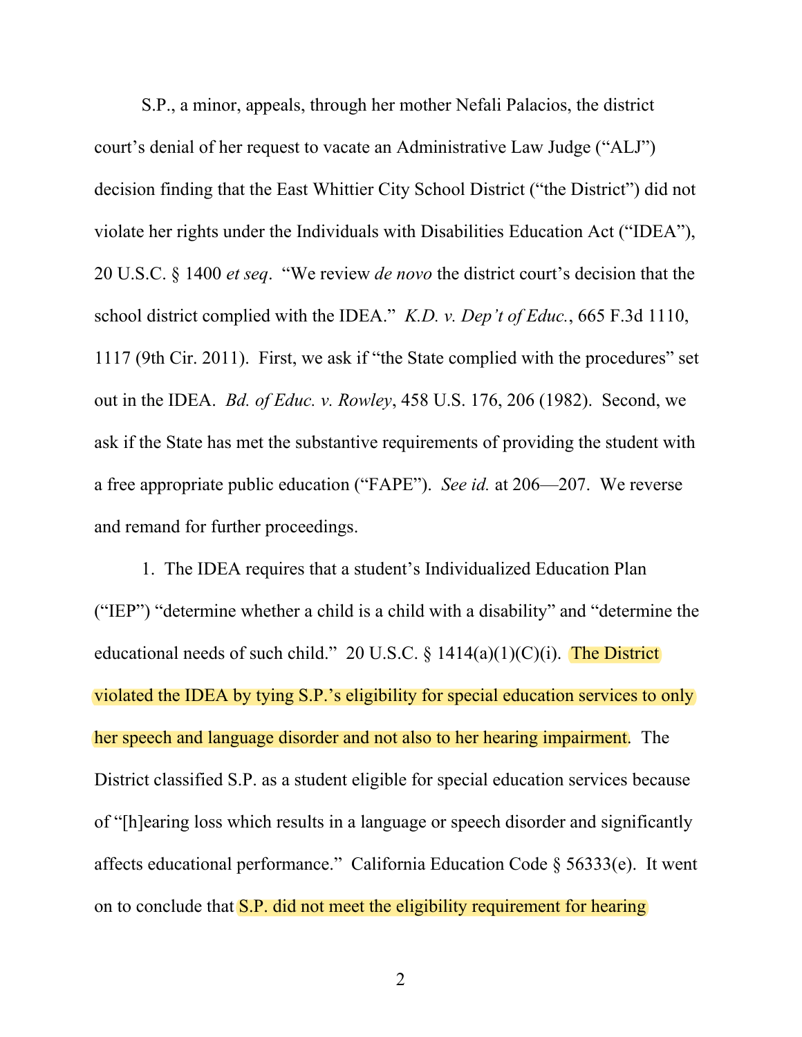S.P., a minor, appeals, through her mother Nefali Palacios, the district court's denial of her request to vacate an Administrative Law Judge ("ALJ") decision finding that the East Whittier City School District ("the District") did not violate her rights under the Individuals with Disabilities Education Act ("IDEA"), 20 U.S.C. § 1400 *et seq*. "We review *de novo* the district court's decision that the school district complied with the IDEA." *K.D. v. Dep't of Educ.*, 665 F.3d 1110, 1117 (9th Cir. 2011). First, we ask if "the State complied with the procedures" set out in the IDEA. *Bd. of Educ. v. Rowley*, 458 U.S. 176, 206 (1982). Second, we ask if the State has met the substantive requirements of providing the student with a free appropriate public education ("FAPE"). *See id.* at 206—207. We reverse and remand for further proceedings.

1. The IDEA requires that a student's Individualized Education Plan ("IEP") "determine whether a child is a child with a disability" and "determine the educational needs of such child." 20 U.S.C. § 1414(a)(1)(C)(i). The District violated the IDEA by tying S.P.'s eligibility for special education services to only her speech and language disorder and not also to her hearing impairment. The District classified S.P. as a student eligible for special education services because of "[h]earing loss which results in a language or speech disorder and significantly affects educational performance." California Education Code § 56333(e). It went on to conclude that S.P. did not meet the eligibility requirement for hearing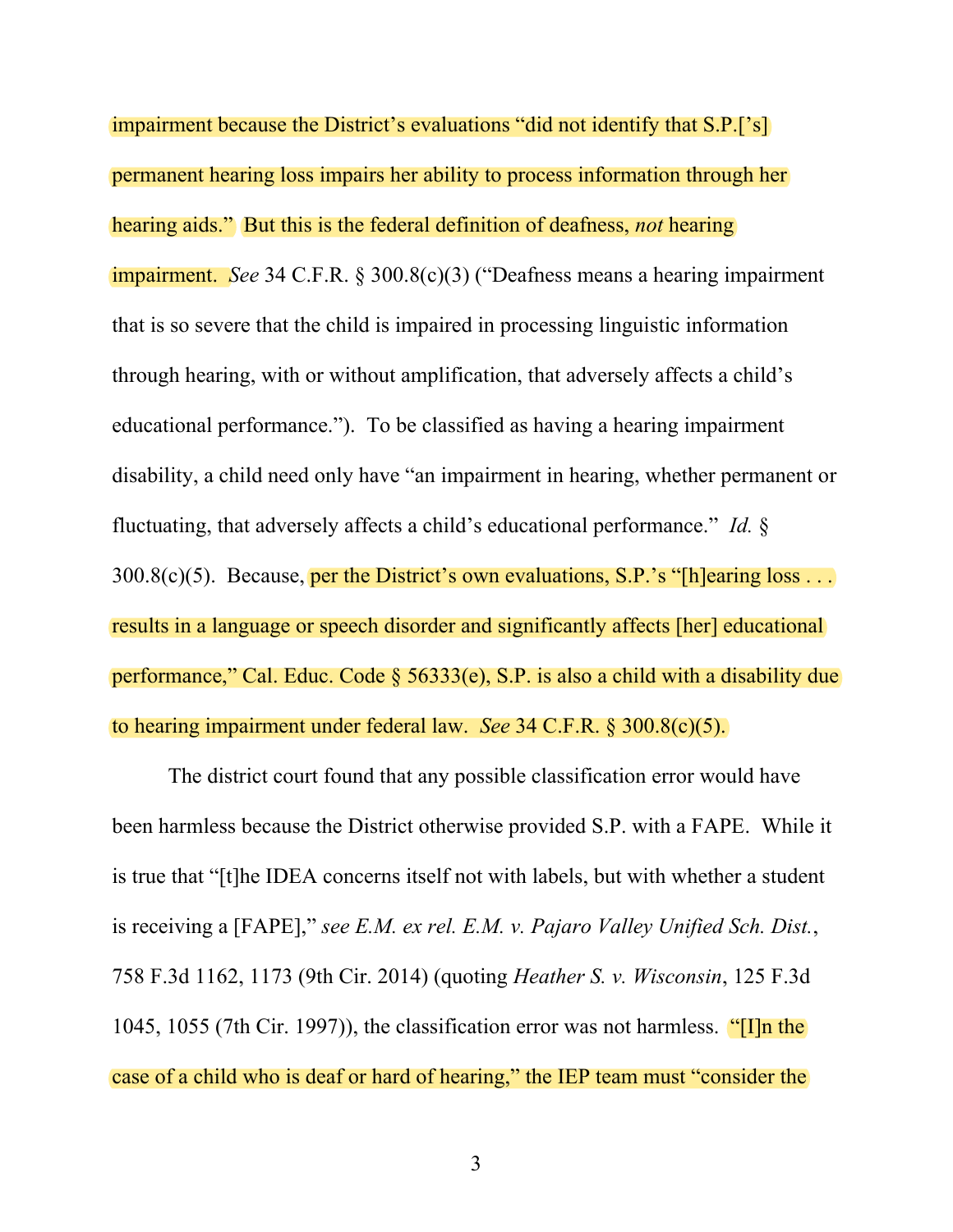impairment because the District's evaluations "did not identify that S.P.['s] permanent hearing loss impairs her ability to process information through her hearing aids." But this is the federal definition of deafness, *not* hearing impairment. *See* 34 C.F.R. § 300.8(c)(3) ("Deafness means a hearing impairment that is so severe that the child is impaired in processing linguistic information through hearing, with or without amplification, that adversely affects a child's educational performance."). To be classified as having a hearing impairment disability, a child need only have "an impairment in hearing, whether permanent or fluctuating, that adversely affects a child's educational performance." *Id.* § 300.8(c)(5). Because, per the District's own evaluations, S.P.'s "[h]earing loss . . . results in a language or speech disorder and significantly affects [her] educational performance," Cal. Educ. Code § 56333(e), S.P. is also a child with a disability due to hearing impairment under federal law. *See* 34 C.F.R. § 300.8(c)(5).

The district court found that any possible classification error would have been harmless because the District otherwise provided S.P. with a FAPE. While it is true that "[t]he IDEA concerns itself not with labels, but with whether a student is receiving a [FAPE]," *see E.M. ex rel. E.M. v. Pajaro Valley Unified Sch. Dist.*, 758 F.3d 1162, 1173 (9th Cir. 2014) (quoting *Heather S. v. Wisconsin*, 125 F.3d 1045, 1055 (7th Cir. 1997)), the classification error was not harmless. "[I]n the case of a child who is deaf or hard of hearing," the IEP team must "consider the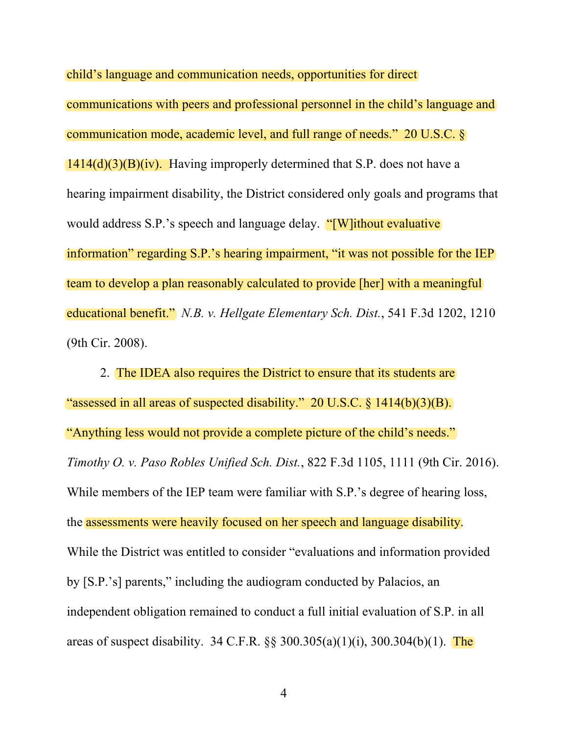child's language and communication needs, opportunities for direct communications with peers and professional personnel in the child's language and communication mode, academic level, and full range of needs." 20 U.S.C. § 1414(d)(3)(B)(iv). Having improperly determined that S.P. does not have a hearing impairment disability, the District considered only goals and programs that would address S.P.'s speech and language delay. "[W]ithout evaluative information" regarding S.P.'s hearing impairment, "it was not possible for the IEP team to develop a plan reasonably calculated to provide [her] with a meaningful educational benefit." *N.B. v. Hellgate Elementary Sch. Dist.*, 541 F.3d 1202, 1210 (9th Cir. 2008).

2. The IDEA also requires the District to ensure that its students are "assessed in all areas of suspected disability." 20 U.S.C. § 1414(b)(3)(B). "Anything less would not provide a complete picture of the child's needs." *Timothy O. v. Paso Robles Unified Sch. Dist.*, 822 F.3d 1105, 1111 (9th Cir. 2016). While members of the IEP team were familiar with S.P.'s degree of hearing loss, the assessments were heavily focused on her speech and language disability. While the District was entitled to consider "evaluations and information provided by [S.P.'s] parents," including the audiogram conducted by Palacios, an independent obligation remained to conduct a full initial evaluation of S.P. in all areas of suspect disability. 34 C.F.R. §§ 300.305(a)(1)(i), 300.304(b)(1). The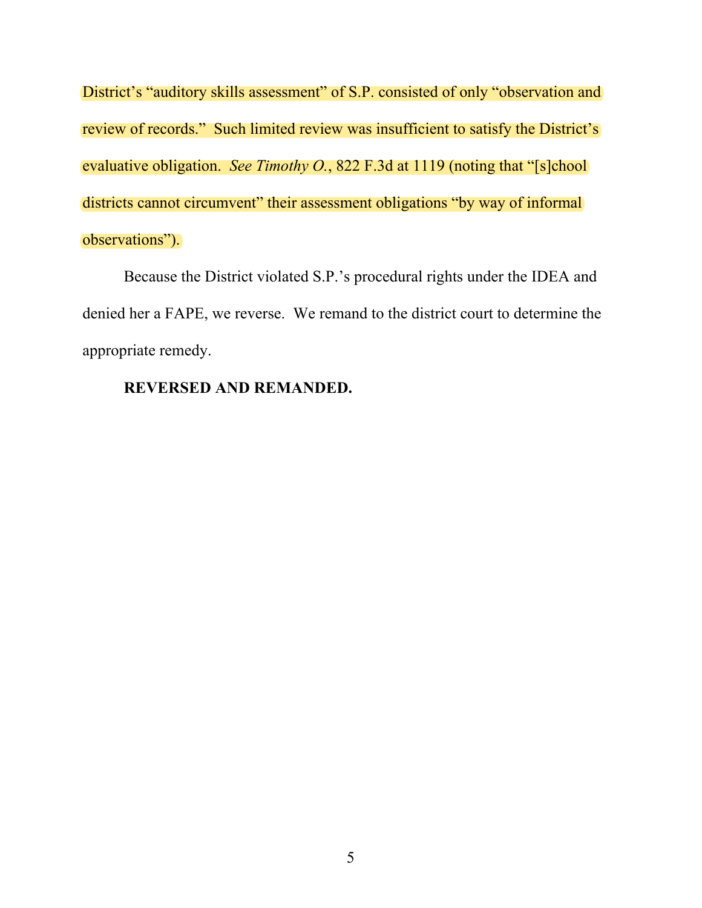District's "auditory skills assessment" of S.P. consisted of only "observation and review of records." Such limited review was insufficient to satisfy the District's evaluative obligation. *See Timothy O.*, 822 F.3d at 1119 (noting that "[s]chool districts cannot circumvent" their assessment obligations "by way of informal observations").

Because the District violated S.P.'s procedural rights under the IDEA and denied her a FAPE, we reverse. We remand to the district court to determine the appropriate remedy.

**REVERSED AND REMANDED.**